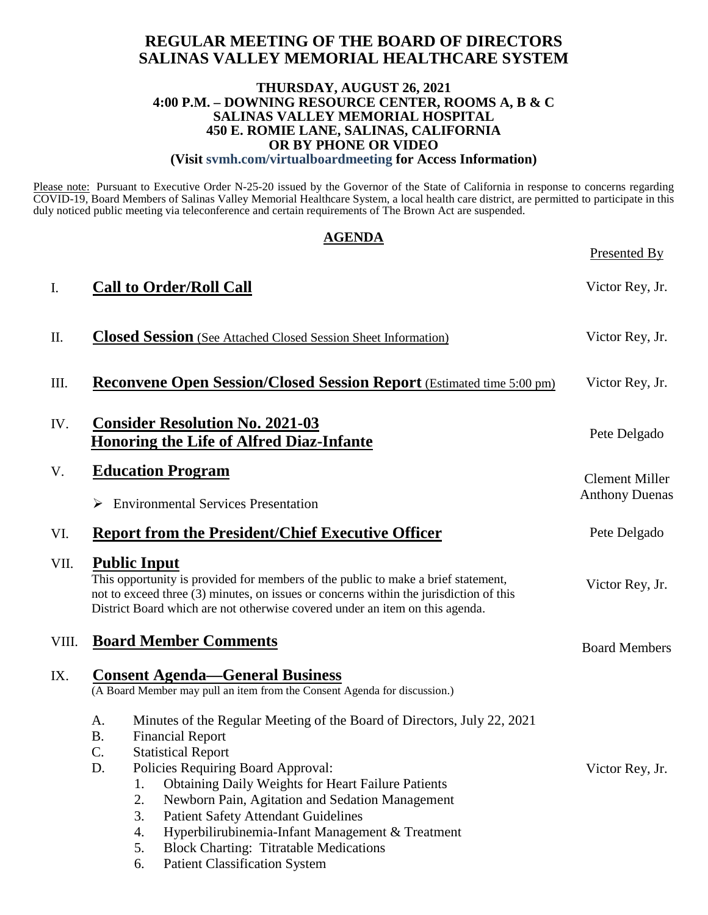# REGULAR MEETING OF THE BOARD OF DIRECTORS
# SALINAS VALLEY MEMORIAL HEALTHCARE SYSTEM

**THURSDAY, AUGUST 26, 2021**
**4:00 P.M. – DOWNING RESOURCE CENTER, ROOMS A, B & C**
**SALINAS VALLEY MEMORIAL HOSPITAL**
**450 E. ROMIE LANE, SALINAS, CALIFORNIA**
**OR BY PHONE OR VIDEO**
**(Visit svmh.com/virtualboardmeeting for Access Information)**

Please note: Pursuant to Executive Order N-25-20 issued by the Governor of the State of California in response to concerns regarding COVID-19, Board Members of Salinas Valley Memorial Healthcare System, a local health care district, are permitted to participate in this duly noticed public meeting via teleconference and certain requirements of The Brown Act are suspended.

## AGENDA

| | Item | Presented By |
|---|---|---|
| I. | **Call to Order/Roll Call** | Victor Rey, Jr. |
| II. | **Closed Session** (See Attached Closed Session Sheet Information) | Victor Rey, Jr. |
| III. | **Reconvene Open Session/Closed Session Report** (Estimated time 5:00 pm) | Victor Rey, Jr. |
| IV. | **Consider Resolution No. 2021-03 Honoring the Life of Alfred Diaz-Infante** | Pete Delgado |
| V. | **Education Program**<br>➢ Environmental Services Presentation | Clement Miller<br>Anthony Duenas |
| VI. | **Report from the President/Chief Executive Officer** | Pete Delgado |
| VII. | **Public Input**<br>This opportunity is provided for members of the public to make a brief statement, not to exceed three (3) minutes, on issues or concerns within the jurisdiction of this District Board which are not otherwise covered under an item on this agenda. | Victor Rey, Jr. |
| VIII. | **Board Member Comments** | Board Members |
| IX. | **Consent Agenda—General Business**<br>(A Board Member may pull an item from the Consent Agenda for discussion.)<br>A. Minutes of the Regular Meeting of the Board of Directors, July 22, 2021<br>B. Financial Report<br>C. Statistical Report<br>D. Policies Requiring Board Approval:<br>1. Obtaining Daily Weights for Heart Failure Patients<br>2. Newborn Pain, Agitation and Sedation Management<br>3. Patient Safety Attendant Guidelines<br>4. Hyperbilirubinemia-Infant Management & Treatment<br>5. Block Charting: Titratable Medications<br>6. Patient Classification System | Victor Rey, Jr. |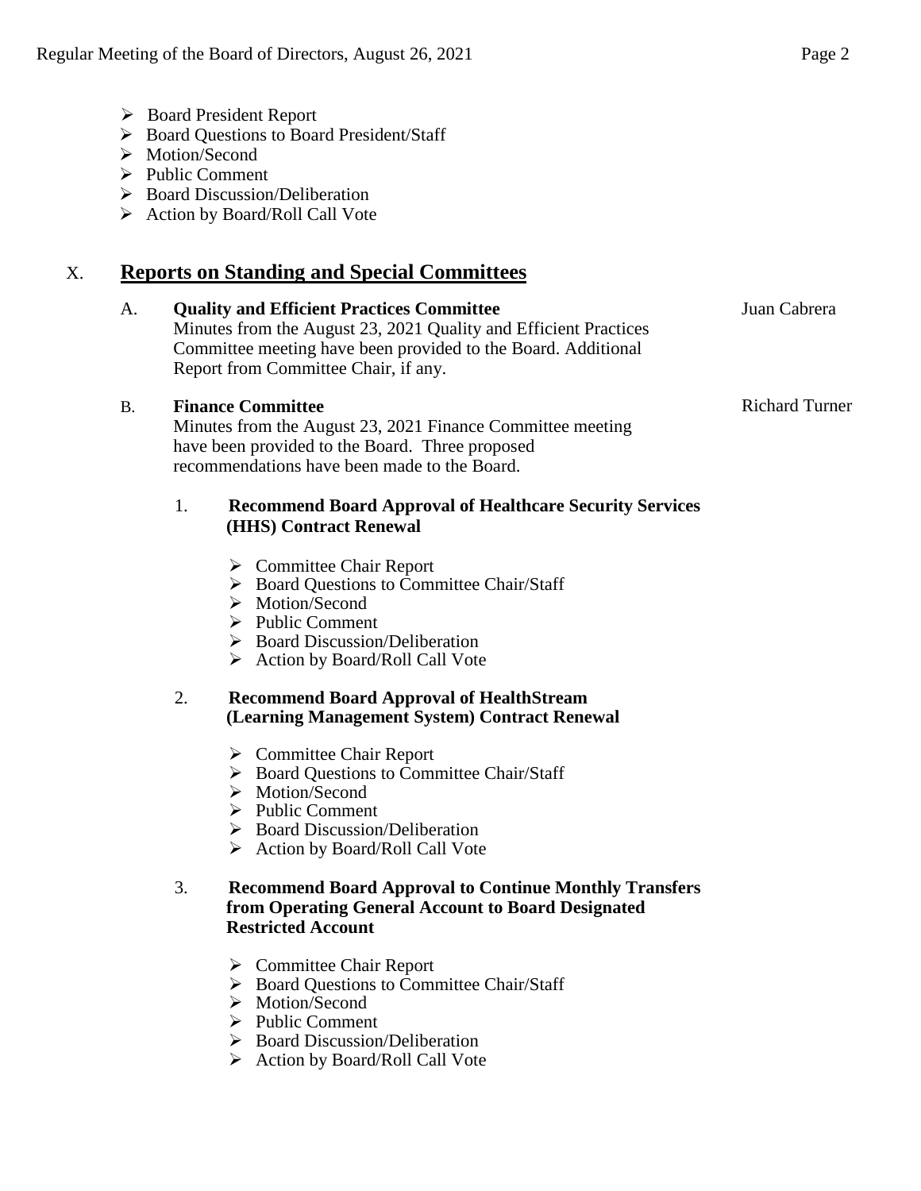- Board President Report
- Board Questions to Board President/Staff
- Motion/Second
- Public Comment
- Board Discussion/Deliberation
- Action by Board/Roll Call Vote

## X. Reports on Standing and Special Committees

A. **Quality and Efficient Practices Committee** — Juan Cabrera

Minutes from the August 23, 2021 Quality and Efficient Practices Committee meeting have been provided to the Board. Additional Report from Committee Chair, if any.

B. **Finance Committee** — Richard Turner

Minutes from the August 23, 2021 Finance Committee meeting have been provided to the Board. Three proposed recommendations have been made to the Board.

1. **Recommend Board Approval of Healthcare Security Services (HHS) Contract Renewal**

   - Committee Chair Report
   - Board Questions to Committee Chair/Staff
   - Motion/Second
   - Public Comment
   - Board Discussion/Deliberation
   - Action by Board/Roll Call Vote

2. **Recommend Board Approval of HealthStream (Learning Management System) Contract Renewal**

   - Committee Chair Report
   - Board Questions to Committee Chair/Staff
   - Motion/Second
   - Public Comment
   - Board Discussion/Deliberation
   - Action by Board/Roll Call Vote

3. **Recommend Board Approval to Continue Monthly Transfers from Operating General Account to Board Designated Restricted Account**

   - Committee Chair Report
   - Board Questions to Committee Chair/Staff
   - Motion/Second
   - Public Comment
   - Board Discussion/Deliberation
   - Action by Board/Roll Call Vote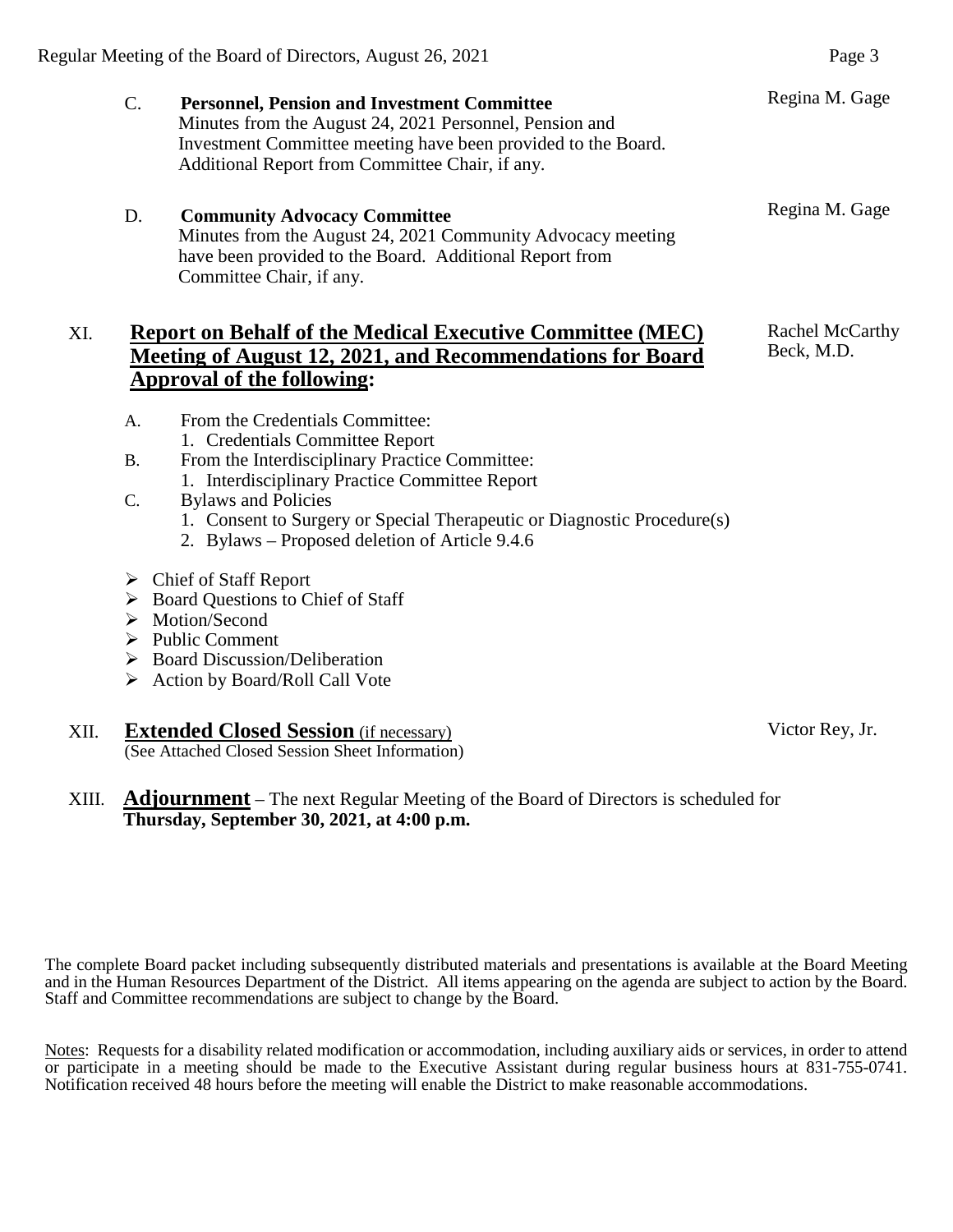C. **Personnel, Pension and Investment Committee** — Regina M. Gage
Minutes from the August 24, 2021 Personnel, Pension and Investment Committee meeting have been provided to the Board. Additional Report from Committee Chair, if any.

D. **Community Advocacy Committee** — Regina M. Gage
Minutes from the August 24, 2021 Community Advocacy meeting have been provided to the Board. Additional Report from Committee Chair, if any.

XI. **Report on Behalf of the Medical Executive Committee (MEC) Meeting of August 12, 2021, and Recommendations for Board Approval of the following:** — Rachel McCarthy Beck, M.D.

A. From the Credentials Committee:
   1. Credentials Committee Report

B. From the Interdisciplinary Practice Committee:
   1. Interdisciplinary Practice Committee Report

C. Bylaws and Policies
   1. Consent to Surgery or Special Therapeutic or Diagnostic Procedure(s)
   2. Bylaws – Proposed deletion of Article 9.4.6

- Chief of Staff Report
- Board Questions to Chief of Staff
- Motion/Second
- Public Comment
- Board Discussion/Deliberation
- Action by Board/Roll Call Vote

XII. **Extended Closed Session** (if necessary) — Victor Rey, Jr.
(See Attached Closed Session Sheet Information)

XIII. **Adjournment** – The next Regular Meeting of the Board of Directors is scheduled for **Thursday, September 30, 2021, at 4:00 p.m.**

The complete Board packet including subsequently distributed materials and presentations is available at the Board Meeting and in the Human Resources Department of the District. All items appearing on the agenda are subject to action by the Board. Staff and Committee recommendations are subject to change by the Board.

Notes: Requests for a disability related modification or accommodation, including auxiliary aids or services, in order to attend or participate in a meeting should be made to the Executive Assistant during regular business hours at 831-755-0741. Notification received 48 hours before the meeting will enable the District to make reasonable accommodations.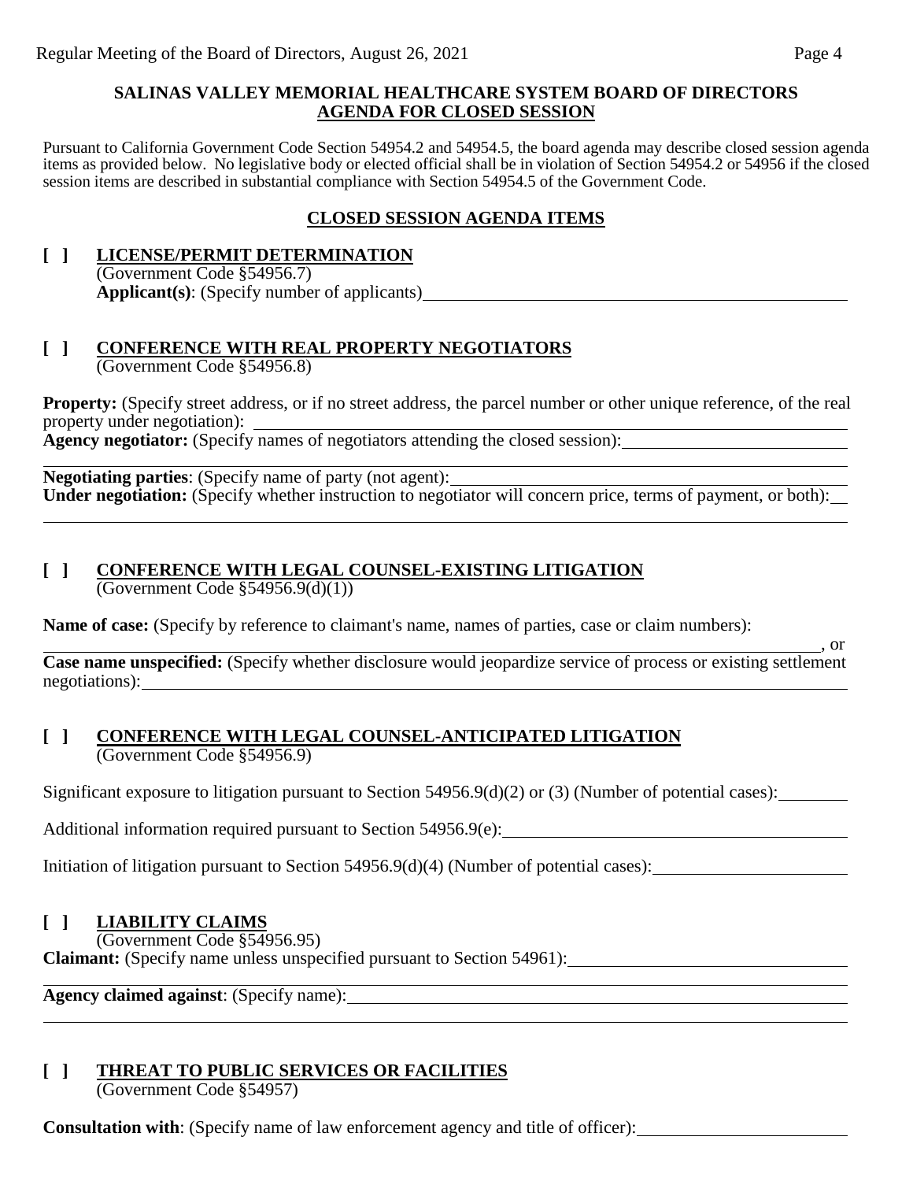**SALINAS VALLEY MEMORIAL HEALTHCARE SYSTEM BOARD OF DIRECTORS**
**AGENDA FOR CLOSED SESSION**

Pursuant to California Government Code Section 54954.2 and 54954.5, the board agenda may describe closed session agenda items as provided below. No legislative body or elected official shall be in violation of Section 54954.2 or 54956 if the closed session items are described in substantial compliance with Section 54954.5 of the Government Code.

**CLOSED SESSION AGENDA ITEMS**

**[ ] LICENSE/PERMIT DETERMINATION**
(Government Code §54956.7)
**Applicant(s)**: (Specify number of applicants)

**[ ] CONFERENCE WITH REAL PROPERTY NEGOTIATORS**
(Government Code §54956.8)

**Property:** (Specify street address, or if no street address, the parcel number or other unique reference, of the real property under negotiation):
**Agency negotiator:** (Specify names of negotiators attending the closed session):

**Negotiating parties**: (Specify name of party (not agent):
**Under negotiation:** (Specify whether instruction to negotiator will concern price, terms of payment, or both):

**[ ] CONFERENCE WITH LEGAL COUNSEL-EXISTING LITIGATION**
(Government Code §54956.9(d)(1))

**Name of case:** (Specify by reference to claimant's name, names of parties, case or claim numbers):
, or
**Case name unspecified:** (Specify whether disclosure would jeopardize service of process or existing settlement negotiations):

**[ ] CONFERENCE WITH LEGAL COUNSEL-ANTICIPATED LITIGATION**
(Government Code §54956.9)

Significant exposure to litigation pursuant to Section 54956.9(d)(2) or (3) (Number of potential cases):

Additional information required pursuant to Section 54956.9(e):

Initiation of litigation pursuant to Section 54956.9(d)(4) (Number of potential cases):

**[ ] LIABILITY CLAIMS**
(Government Code §54956.95)
**Claimant:** (Specify name unless unspecified pursuant to Section 54961):

**Agency claimed against**: (Specify name):

**[ ] THREAT TO PUBLIC SERVICES OR FACILITIES**
(Government Code §54957)

**Consultation with**: (Specify name of law enforcement agency and title of officer):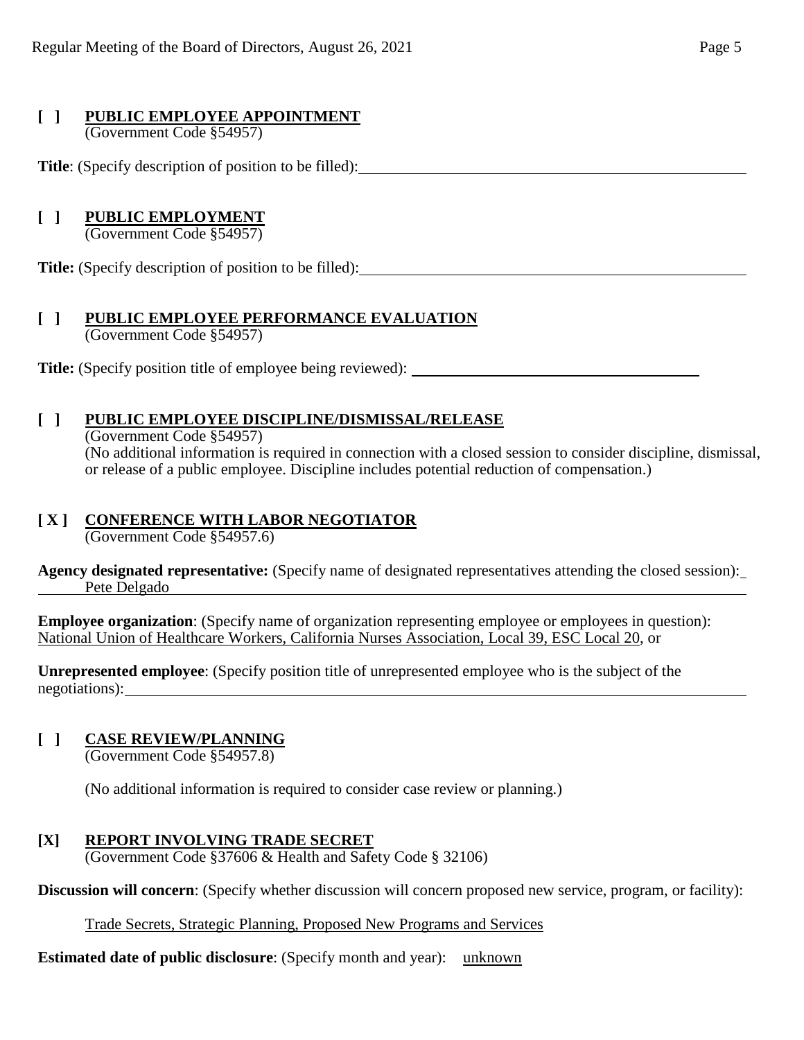**[ ] PUBLIC EMPLOYEE APPOINTMENT**
(Government Code §54957)

**Title**: (Specify description of position to be filled):

**[ ] PUBLIC EMPLOYMENT**
(Government Code §54957)

**Title:** (Specify description of position to be filled):

**[ ] PUBLIC EMPLOYEE PERFORMANCE EVALUATION**
(Government Code §54957)

**Title:** (Specify position title of employee being reviewed):

**[ ] PUBLIC EMPLOYEE DISCIPLINE/DISMISSAL/RELEASE**
(Government Code §54957)
(No additional information is required in connection with a closed session to consider discipline, dismissal, or release of a public employee. Discipline includes potential reduction of compensation.)

**[ X ] CONFERENCE WITH LABOR NEGOTIATOR**
(Government Code §54957.6)

**Agency designated representative:** (Specify name of designated representatives attending the closed session): Pete Delgado

**Employee organization**: (Specify name of organization representing employee or employees in question): National Union of Healthcare Workers, California Nurses Association, Local 39, ESC Local 20, or

**Unrepresented employee**: (Specify position title of unrepresented employee who is the subject of the negotiations):

**[ ] CASE REVIEW/PLANNING**
(Government Code §54957.8)

(No additional information is required to consider case review or planning.)

**[X] REPORT INVOLVING TRADE SECRET**
(Government Code §37606 & Health and Safety Code § 32106)

**Discussion will concern**: (Specify whether discussion will concern proposed new service, program, or facility):

Trade Secrets, Strategic Planning, Proposed New Programs and Services

**Estimated date of public disclosure**: (Specify month and year): unknown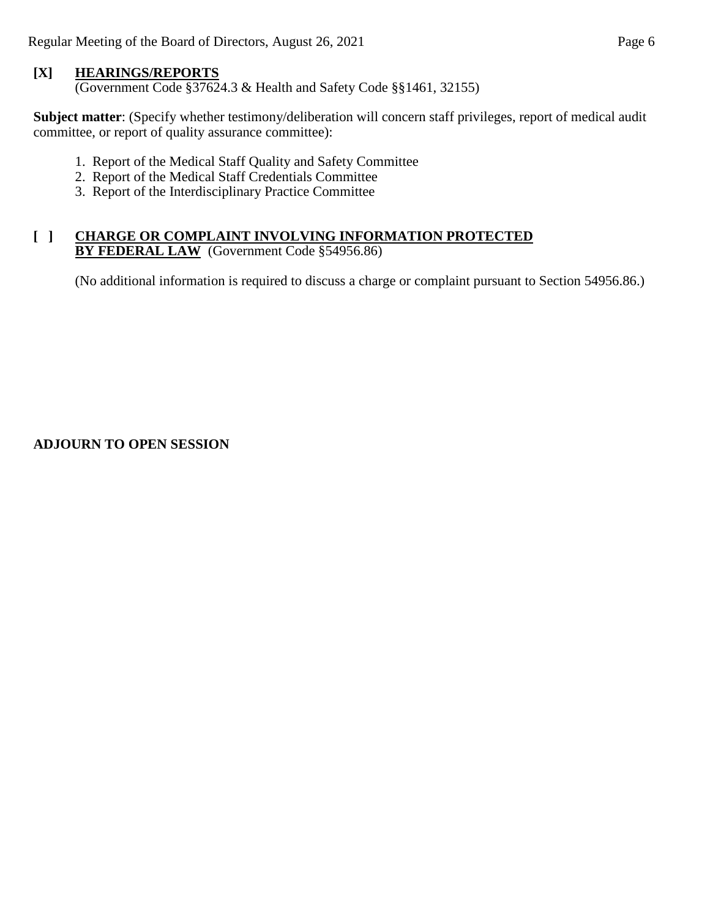**[X] <u>HEARINGS/REPORTS</u>**
(Government Code §37624.3 & Health and Safety Code §§1461, 32155)

**Subject matter**: (Specify whether testimony/deliberation will concern staff privileges, report of medical audit committee, or report of quality assurance committee):

1. Report of the Medical Staff Quality and Safety Committee
2. Report of the Medical Staff Credentials Committee
3. Report of the Interdisciplinary Practice Committee

**[ ] <u>CHARGE OR COMPLAINT INVOLVING INFORMATION PROTECTED BY FEDERAL LAW</u>** (Government Code §54956.86)

(No additional information is required to discuss a charge or complaint pursuant to Section 54956.86.)

**ADJOURN TO OPEN SESSION**